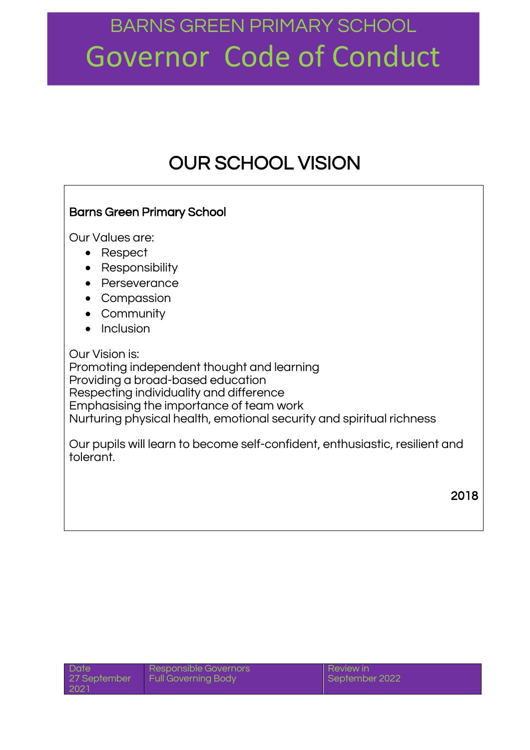# BARNS GREEN PRIMARY SCHOOL

# Governor Code of Conduct

## OUR SCHOOL VISION

**Barns Green Primary School**

Our Values are:

- Respect
- Responsibility
- Perseverance
- Compassion
- Community
- Inclusion

Our Vision is:
Promoting independent thought and learning
Providing a broad-based education
Respecting individuality and difference
Emphasising the importance of team work
Nurturing physical health, emotional security and spiritual richness

Our pupils will learn to become self-confident, enthusiastic, resilient and tolerant.

2018

| Date | Responsible Governors | Review in |
| --- | --- | --- |
| 27 September 2021 | Full Governing Body | September 2022 |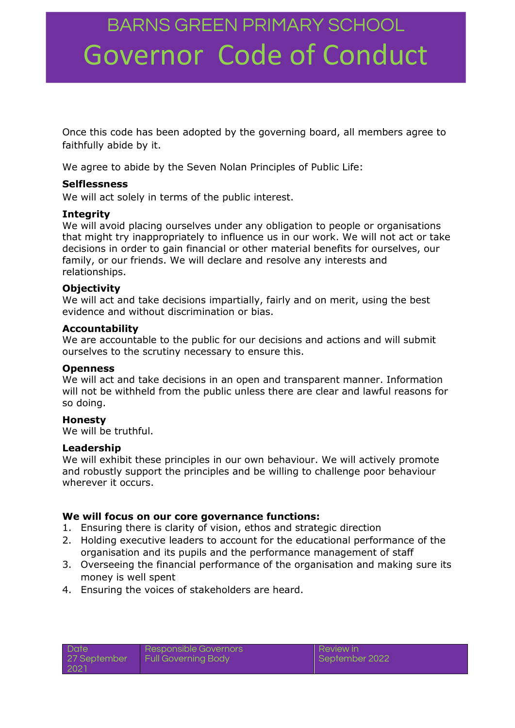# BARNS GREEN PRIMARY SCHOOL

# Governor Code of Conduct

Once this code has been adopted by the governing board, all members agree to faithfully abide by it.

We agree to abide by the Seven Nolan Principles of Public Life:

**Selflessness**
We will act solely in terms of the public interest.

**Integrity**
We will avoid placing ourselves under any obligation to people or organisations that might try inappropriately to influence us in our work. We will not act or take decisions in order to gain financial or other material benefits for ourselves, our family, or our friends. We will declare and resolve any interests and relationships.

**Objectivity**
We will act and take decisions impartially, fairly and on merit, using the best evidence and without discrimination or bias.

**Accountability**
We are accountable to the public for our decisions and actions and will submit ourselves to the scrutiny necessary to ensure this.

**Openness**
We will act and take decisions in an open and transparent manner. Information will not be withheld from the public unless there are clear and lawful reasons for so doing.

**Honesty**
We will be truthful.

**Leadership**
We will exhibit these principles in our own behaviour. We will actively promote and robustly support the principles and be willing to challenge poor behaviour wherever it occurs.

**We will focus on our core governance functions:**

1. Ensuring there is clarity of vision, ethos and strategic direction
2. Holding executive leaders to account for the educational performance of the organisation and its pupils and the performance management of staff
3. Overseeing the financial performance of the organisation and making sure its money is well spent
4. Ensuring the voices of stakeholders are heard.

| Date 27 September 2021 | Responsible Governors Full Governing Body | Review in September 2022 |
|---|---|---|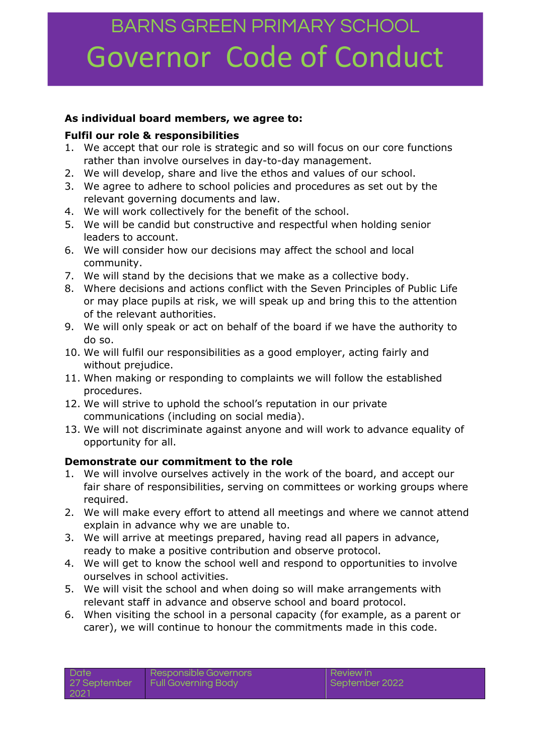# BARNS GREEN PRIMARY SCHOOL

# Governor Code of Conduct

**As individual board members, we agree to:**

**Fulfil our role & responsibilities**

1. We accept that our role is strategic and so will focus on our core functions rather than involve ourselves in day-to-day management.
2. We will develop, share and live the ethos and values of our school.
3. We agree to adhere to school policies and procedures as set out by the relevant governing documents and law.
4. We will work collectively for the benefit of the school.
5. We will be candid but constructive and respectful when holding senior leaders to account.
6. We will consider how our decisions may affect the school and local community.
7. We will stand by the decisions that we make as a collective body.
8. Where decisions and actions conflict with the Seven Principles of Public Life or may place pupils at risk, we will speak up and bring this to the attention of the relevant authorities.
9. We will only speak or act on behalf of the board if we have the authority to do so.
10. We will fulfil our responsibilities as a good employer, acting fairly and without prejudice.
11. When making or responding to complaints we will follow the established procedures.
12. We will strive to uphold the school's reputation in our private communications (including on social media).
13. We will not discriminate against anyone and will work to advance equality of opportunity for all.

**Demonstrate our commitment to the role**

1. We will involve ourselves actively in the work of the board, and accept our fair share of responsibilities, serving on committees or working groups where required.
2. We will make every effort to attend all meetings and where we cannot attend explain in advance why we are unable to.
3. We will arrive at meetings prepared, having read all papers in advance, ready to make a positive contribution and observe protocol.
4. We will get to know the school well and respond to opportunities to involve ourselves in school activities.
5. We will visit the school and when doing so will make arrangements with relevant staff in advance and observe school and board protocol.
6. When visiting the school in a personal capacity (for example, as a parent or carer), we will continue to honour the commitments made in this code.

| Date | Responsible Governors | Review in |
|---|---|---|
| 27 September 2021 | Full Governing Body | September 2022 |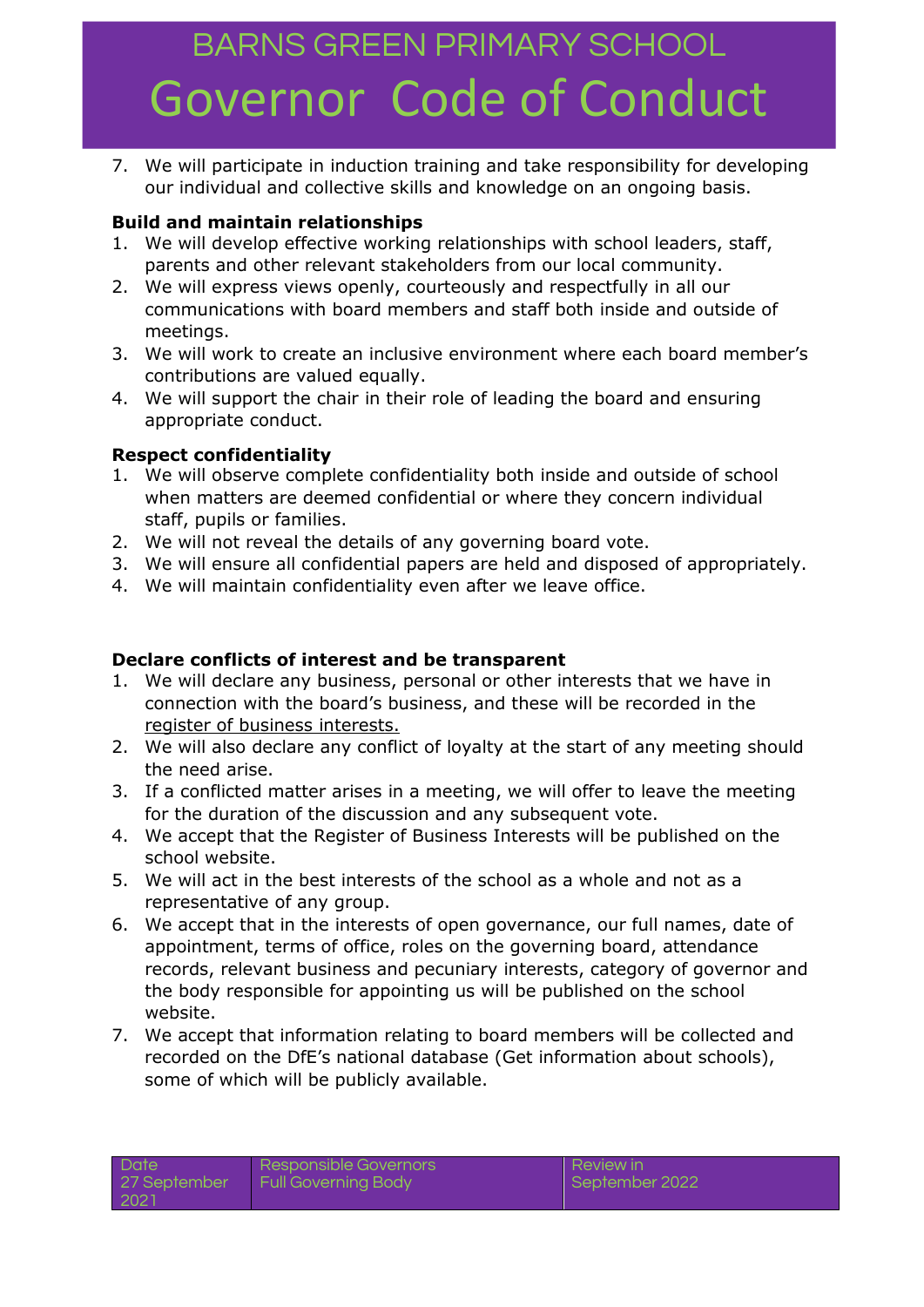7. We will participate in induction training and take responsibility for developing our individual and collective skills and knowledge on an ongoing basis.

**Build and maintain relationships**

1. We will develop effective working relationships with school leaders, staff, parents and other relevant stakeholders from our local community.
2. We will express views openly, courteously and respectfully in all our communications with board members and staff both inside and outside of meetings.
3. We will work to create an inclusive environment where each board member's contributions are valued equally.
4. We will support the chair in their role of leading the board and ensuring appropriate conduct.

**Respect confidentiality**

1. We will observe complete confidentiality both inside and outside of school when matters are deemed confidential or where they concern individual staff, pupils or families.
2. We will not reveal the details of any governing board vote.
3. We will ensure all confidential papers are held and disposed of appropriately.
4. We will maintain confidentiality even after we leave office.

**Declare conflicts of interest and be transparent**

1. We will declare any business, personal or other interests that we have in connection with the board's business, and these will be recorded in the register of business interests.
2. We will also declare any conflict of loyalty at the start of any meeting should the need arise.
3. If a conflicted matter arises in a meeting, we will offer to leave the meeting for the duration of the discussion and any subsequent vote.
4. We accept that the Register of Business Interests will be published on the school website.
5. We will act in the best interests of the school as a whole and not as a representative of any group.
6. We accept that in the interests of open governance, our full names, date of appointment, terms of office, roles on the governing board, attendance records, relevant business and pecuniary interests, category of governor and the body responsible for appointing us will be published on the school website.
7. We accept that information relating to board members will be collected and recorded on the DfE's national database (Get information about schools), some of which will be publicly available.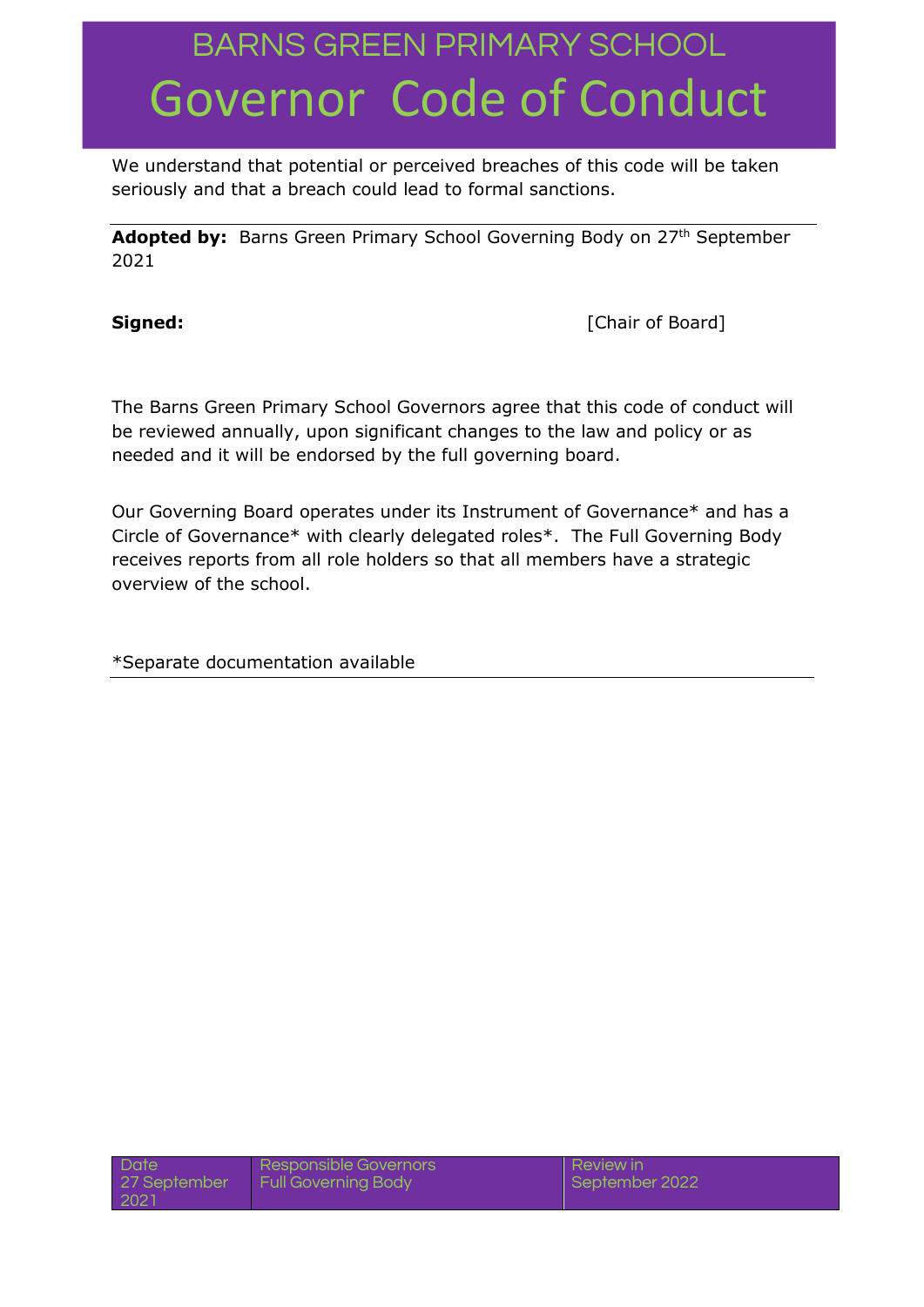# BARNS GREEN PRIMARY SCHOOL
# Governor Code of Conduct

We understand that potential or perceived breaches of this code will be taken seriously and that a breach could lead to formal sanctions.

**Adopted by:** Barns Green Primary School Governing Body on 27th September 2021

**Signed:** [Chair of Board]

The Barns Green Primary School Governors agree that this code of conduct will be reviewed annually, upon significant changes to the law and policy or as needed and it will be endorsed by the full governing board.

Our Governing Board operates under its Instrument of Governance* and has a Circle of Governance* with clearly delegated roles*. The Full Governing Body receives reports from all role holders so that all members have a strategic overview of the school.

*Separate documentation available

| Date | Responsible Governors | Review in |
|---|---|---|
| 27 September 2021 | Full Governing Body | September 2022 |